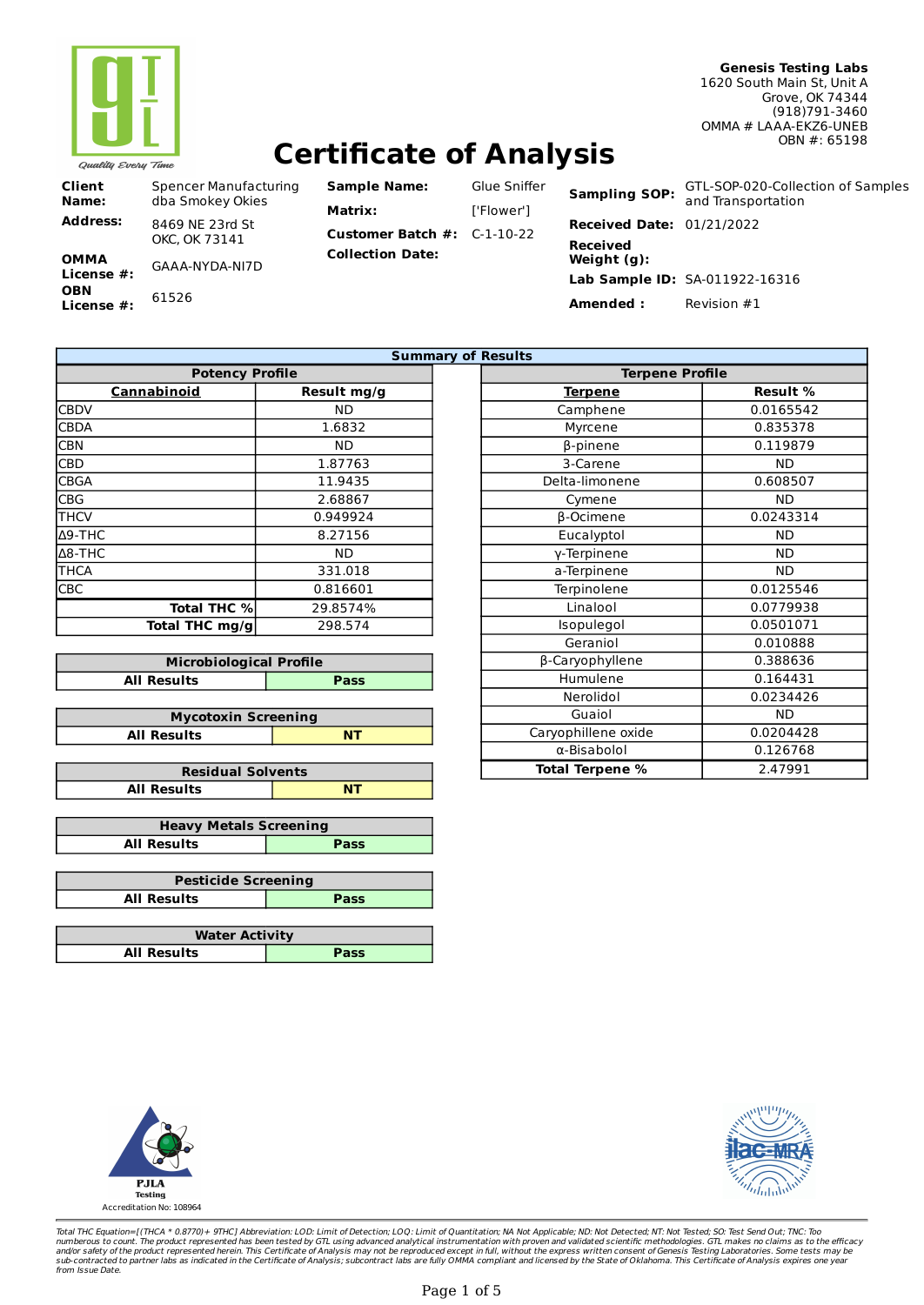Genesis Testing Labs
1620 South Main St, Unit A
Grove, OK 74344
(918)791-3460
OMMA # LAAA-EKZ6-UNEB
OBN #: 65198

# Certificate of Analysis

| | | | | | |
|---|---|---|---|---|---|
| **Client Name:** | Spencer Manufacturing dba Smokey Okies | **Sample Name:** | Glue Sniffer | **Sampling SOP:** | GTL-SOP-020-Collection of Samples and Transportation |
| **Address:** | 8469 NE 23rd St OKC, OK 73141 | **Matrix:** | ['Flower'] | **Received Date:** | 01/21/2022 |
| **OMMA License #:** | GAAA-NYDA-NI7D | **Customer Batch #:** | C-1-10-22 | **Received Weight (g):** | |
| **OBN License #:** | 61526 | **Collection Date:** | | **Lab Sample ID:** | SA-011922-16316 |
| | | | | **Amended :** | Revision #1 |

## Summary of Results

### Potency Profile

| Cannabinoid | Result mg/g |
|---|---|
| CBDV | ND |
| CBDA | 1.6832 |
| CBN | ND |
| CBD | 1.87763 |
| CBGA | 11.9435 |
| CBG | 2.68867 |
| THCV | 0.949924 |
| Δ9-THC | 8.27156 |
| Δ8-THC | ND |
| THCA | 331.018 |
| CBC | 0.816601 |
| **Total THC %** | 29.8574% |
| **Total THC mg/g** | 298.574 |

### Terpene Profile

| Terpene | Result % |
|---|---|
| Camphene | 0.0165542 |
| Myrcene | 0.835378 |
| β-pinene | 0.119879 |
| 3-Carene | ND |
| Delta-limonene | 0.608507 |
| Cymene | ND |
| β-Ocimene | 0.0243314 |
| Eucalyptol | ND |
| γ-Terpinene | ND |
| a-Terpinene | ND |
| Terpinolene | 0.0125546 |
| Linalool | 0.0779938 |
| Isopulegol | 0.0501071 |
| Geraniol | 0.010888 |
| β-Caryophyllene | 0.388636 |
| Humulene | 0.164431 |
| Nerolidol | 0.0234426 |
| Guaiol | ND |
| Caryophillene oxide | 0.0204428 |
| α-Bisabolol | 0.126768 |
| **Total Terpene %** | 2.47991 |

### Microbiological Profile

| All Results | Pass |
|---|---|

### Mycotoxin Screening

| All Results | NT |
|---|---|

### Residual Solvents

| All Results | NT |
|---|---|

### Heavy Metals Screening

| All Results | Pass |
|---|---|

### Pesticide Screening

| All Results | Pass |
|---|---|

### Water Activity

| All Results | Pass |
|---|---|

PJLA Testing
Accreditation No: 108964

ilac-MRA

*Total THC Equation=[(THCA * 0.8770)+ 9THC] Abbreviation: LOD: Limit of Detection; LOQ: Limit of Quantitation; NA Not Applicable; ND: Not Detected; NT: Not Tested; SO: Test Send Out; TNC: Too numberous to count. The product represented has been tested by GTL using advanced analytical instrumentation with proven and validated scientific methodologies. GTL makes no claims as to the efficacy and/or safety of the product represented herein. This Certificate of Analysis may not be reproduced except in full, without the express written consent of Genesis Testing Laboratories. Some tests may be sub-contracted to partner labs as indicated in the Certificate of Analysis; subcontract labs are fully OMMA compliant and licensed by the State of Oklahoma. This Certificate of Analysis expires one year from Issue Date.*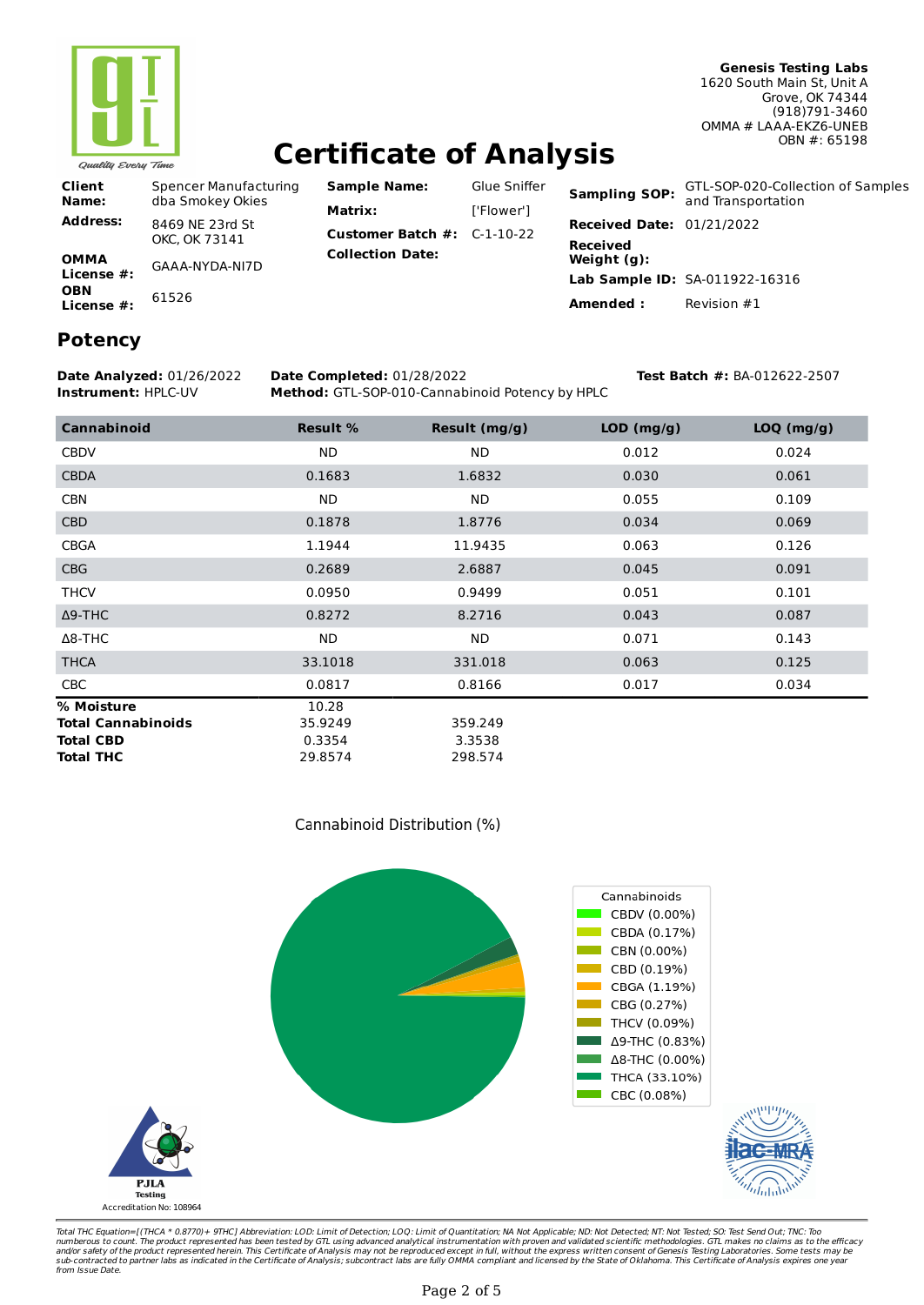Genesis Testing Labs
1620 South Main St, Unit A
Grove, OK 74344
(918)791-3460
OMMA # LAAA-EKZ6-UNEB
OBN #: 65198

# Certificate of Analysis

| | |
|---|---|
| **Client Name:** | Spencer Manufacturing dba Smokey Okies |
| **Address:** | 8469 NE 23rd St OKC, OK 73141 |
| **OMMA License #:** | GAAA-NYDA-NI7D |
| **OBN License #:** | 61526 |
| **Sample Name:** | Glue Sniffer |
| **Matrix:** | ['Flower'] |
| **Customer Batch #:** | C-1-10-22 |
| **Collection Date:** | |
| **Sampling SOP:** | GTL-SOP-020-Collection of Samples and Transportation |
| **Received Date:** | 01/21/2022 |
| **Received Weight (g):** | |
| **Lab Sample ID:** | SA-011922-16316 |
| **Amended :** | Revision #1 |

## Potency

**Date Analyzed:** 01/26/2022
**Instrument:** HPLC-UV
**Date Completed:** 01/28/2022
**Method:** GTL-SOP-010-Cannabinoid Potency by HPLC
**Test Batch #:** BA-012622-2507

| Cannabinoid | Result % | Result (mg/g) | LOD (mg/g) | LOQ (mg/g) |
|---|---|---|---|---|
| CBDV | ND | ND | 0.012 | 0.024 |
| CBDA | 0.1683 | 1.6832 | 0.030 | 0.061 |
| CBN | ND | ND | 0.055 | 0.109 |
| CBD | 0.1878 | 1.8776 | 0.034 | 0.069 |
| CBGA | 1.1944 | 11.9435 | 0.063 | 0.126 |
| CBG | 0.2689 | 2.6887 | 0.045 | 0.091 |
| THCV | 0.0950 | 0.9499 | 0.051 | 0.101 |
| Δ9-THC | 0.8272 | 8.2716 | 0.043 | 0.087 |
| Δ8-THC | ND | ND | 0.071 | 0.143 |
| THCA | 33.1018 | 331.018 | 0.063 | 0.125 |
| CBC | 0.0817 | 0.8166 | 0.017 | 0.034 |
| **% Moisture** | 10.28 | | | |
| **Total Cannabinoids** | 35.9249 | 359.249 | | |
| **Total CBD** | 0.3354 | 3.3538 | | |
| **Total THC** | 29.8574 | 298.574 | | |

Cannabinoid Distribution (%)

Cannabinoids: CBDV (0.00%), CBDA (0.17%), CBN (0.00%), CBD (0.19%), CBGA (1.19%), CBG (0.27%), THCV (0.09%), Δ9-THC (0.83%), Δ8-THC (0.00%), THCA (33.10%), CBC (0.08%)

PJLA Testing
Accreditation No: 108964

*Total THC Equation=[(THCA * 0.8770)+ 9THC] Abbreviation: LOD: Limit of Detection; LOQ: Limit of Quantitation; NA Not Applicable; ND: Not Detected; NT: Not Tested; SO: Test Send Out; TNC: Too numberous to count. The product represented has been tested by GTL using advanced analytical instrumentation with proven and validated scientific methodologies. GTL makes no claims as to the efficacy and/or safety of the product represented herein. This Certificate of Analysis may not be reproduced except in full, without the express written consent of Genesis Testing Laboratories. Some tests may be sub-contracted to partner labs as indicated in the Certificate of Analysis; subcontract labs are fully OMMA compliant and licensed by the State of Oklahoma. This Certificate of Analysis expires one year from Issue Date.*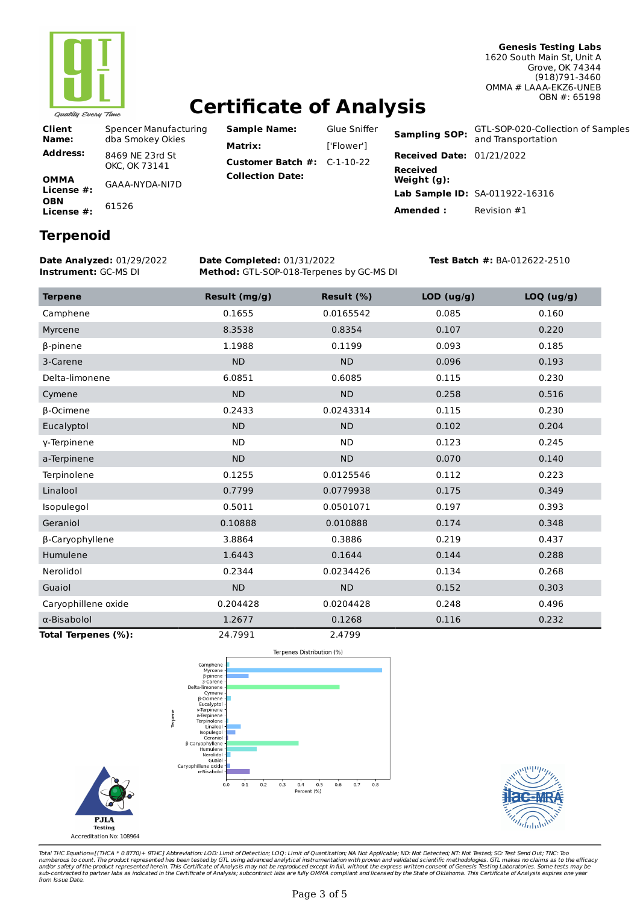Genesis Testing Labs
1620 South Main St, Unit A
Grove, OK 74344
(918)791-3460
OMMA # LAAA-EKZ6-UNEB
OBN #: 65198

# Certificate of Analysis

| | | | | | |
|---|---|---|---|---|---|
| **Client Name:** | Spencer Manufacturing dba Smokey Okies | **Sample Name:** | Glue Sniffer | **Sampling SOP:** | GTL-SOP-020-Collection of Samples and Transportation |
| **Address:** | 8469 NE 23rd St OKC, OK 73141 | **Matrix:** | ['Flower'] | **Received Date:** | 01/21/2022 |
| **OMMA License #:** | GAAA-NYDA-NI7D | **Customer Batch #:** | C-1-10-22 | **Received Weight (g):** | |
| **OBN License #:** | 61526 | **Collection Date:** | | **Lab Sample ID:** | SA-011922-16316 |
| | | | | **Amended :** | Revision #1 |

## Terpenoid

**Date Analyzed:** 01/29/2022
**Instrument:** GC-MS DI
**Date Completed:** 01/31/2022
**Method:** GTL-SOP-018-Terpenes by GC-MS DI
**Test Batch #:** BA-012622-2510

| Terpene | Result (mg/g) | Result (%) | LOD (ug/g) | LOQ (ug/g) |
|---|---|---|---|---|
| Camphene | 0.1655 | 0.0165542 | 0.085 | 0.160 |
| Myrcene | 8.3538 | 0.8354 | 0.107 | 0.220 |
| β-pinene | 1.1988 | 0.1199 | 0.093 | 0.185 |
| 3-Carene | ND | ND | 0.096 | 0.193 |
| Delta-limonene | 6.0851 | 0.6085 | 0.115 | 0.230 |
| Cymene | ND | ND | 0.258 | 0.516 |
| β-Ocimene | 0.2433 | 0.0243314 | 0.115 | 0.230 |
| Eucalyptol | ND | ND | 0.102 | 0.204 |
| γ-Terpinene | ND | ND | 0.123 | 0.245 |
| a-Terpinene | ND | ND | 0.070 | 0.140 |
| Terpinolene | 0.1255 | 0.0125546 | 0.112 | 0.223 |
| Linalool | 0.7799 | 0.0779938 | 0.175 | 0.349 |
| Isopulegol | 0.5011 | 0.0501071 | 0.197 | 0.393 |
| Geraniol | 0.10888 | 0.010888 | 0.174 | 0.348 |
| β-Caryophyllene | 3.8864 | 0.3886 | 0.219 | 0.437 |
| Humulene | 1.6443 | 0.1644 | 0.144 | 0.288 |
| Nerolidol | 0.2344 | 0.0234426 | 0.134 | 0.268 |
| Guaiol | ND | ND | 0.152 | 0.303 |
| Caryophillene oxide | 0.204428 | 0.0204428 | 0.248 | 0.496 |
| α-Bisabolol | 1.2677 | 0.1268 | 0.116 | 0.232 |
| **Total Terpenes (%):** | 24.7991 | 2.4799 | | |

Terpenes Distribution (%)

PJLA Testing
Accreditation No: 108964

*Total THC Equation=[(THCA * 0.8770)+ 9THC] Abbreviation: LOD: Limit of Detection; LOQ: Limit of Quantitation; NA Not Applicable; ND: Not Detected; NT: Not Tested; SO: Test Send Out; TNC: Too numberous to count. The product represented has been tested by GTL using advanced analytical instrumentation with proven and validated scientific methodologies. GTL makes no claims as to the efficacy and/or safety of the product represented herein. This Certificate of Analysis may not be reproduced except in full, without the express written consent of Genesis Testing Laboratories. Some tests may be sub-contracted to partner labs as indicated in the Certificate of Analysis; subcontract labs are fully OMMA compliant and licensed by the State of Oklahoma. This Certificate of Analysis expires one year from Issue Date.*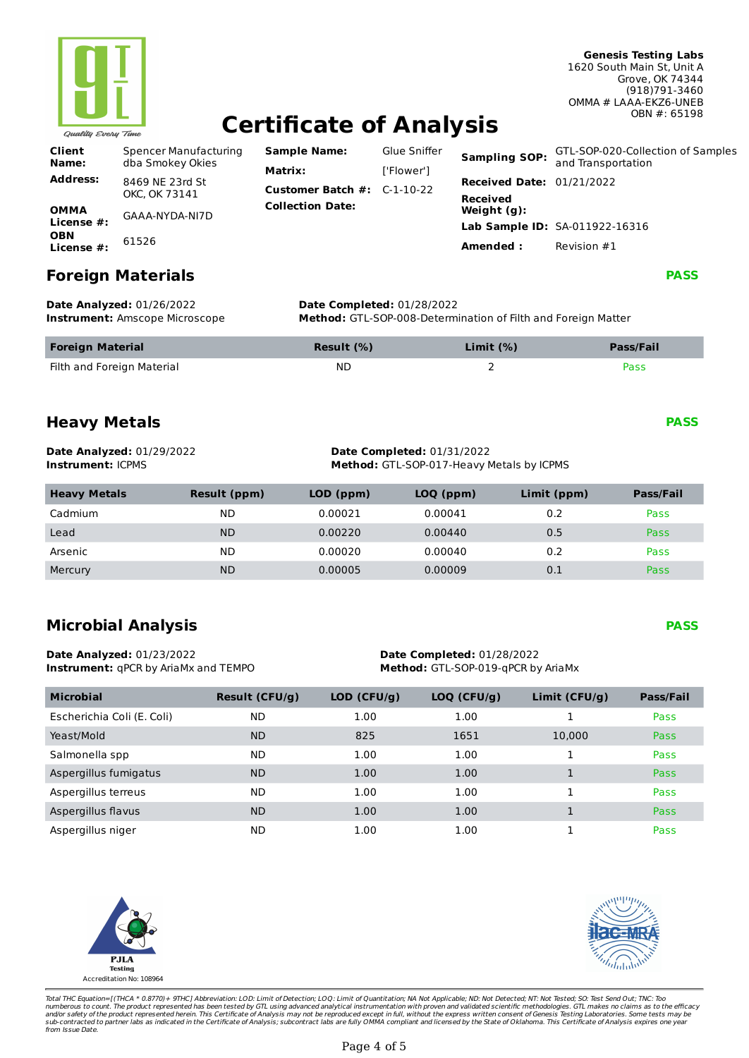Quality Every Time

**Genesis Testing Labs**
1620 South Main St, Unit A
Grove, OK 74344
(918)791-3460
OMMA # LAAA-EKZ6-UNEB
OBN #: 65198

# Certificate of Analysis

| | | | | | |
|---|---|---|---|---|---|
| **Client Name:** | Spencer Manufacturing dba Smokey Okies | **Sample Name:** | Glue Sniffer | **Sampling SOP:** | GTL-SOP-020-Collection of Samples and Transportation |
| **Address:** | 8469 NE 23rd St OKC, OK 73141 | **Matrix:** | ['Flower'] | **Received Date:** | 01/21/2022 |
| **OMMA License #:** | GAAA-NYDA-NI7D | **Customer Batch #:** | C-1-10-22 | **Received Weight (g):** | |
| **OBN License #:** | 61526 | **Collection Date:** | | **Lab Sample ID:** | SA-011922-16316 |
| | | | | **Amended :** | Revision #1 |

## Foreign Materials — PASS

**Date Analyzed:** 01/26/2022
**Instrument:** Amscope Microscope
**Date Completed:** 01/28/2022
**Method:** GTL-SOP-008-Determination of Filth and Foreign Matter

| Foreign Material | Result (%) | Limit (%) | Pass/Fail |
|---|---|---|---|
| Filth and Foreign Material | ND | 2 | Pass |

## Heavy Metals — PASS

**Date Analyzed:** 01/29/2022
**Instrument:** ICPMS
**Date Completed:** 01/31/2022
**Method:** GTL-SOP-017-Heavy Metals by ICPMS

| Heavy Metals | Result (ppm) | LOD (ppm) | LOQ (ppm) | Limit (ppm) | Pass/Fail |
|---|---|---|---|---|---|
| Cadmium | ND | 0.00021 | 0.00041 | 0.2 | Pass |
| Lead | ND | 0.00220 | 0.00440 | 0.5 | Pass |
| Arsenic | ND | 0.00020 | 0.00040 | 0.2 | Pass |
| Mercury | ND | 0.00005 | 0.00009 | 0.1 | Pass |

## Microbial Analysis — PASS

**Date Analyzed:** 01/23/2022
**Instrument:** qPCR by AriaMx and TEMPO
**Date Completed:** 01/28/2022
**Method:** GTL-SOP-019-qPCR by AriaMx

| Microbial | Result (CFU/g) | LOD (CFU/g) | LOQ (CFU/g) | Limit (CFU/g) | Pass/Fail |
|---|---|---|---|---|---|
| Escherichia Coli (E. Coli) | ND | 1.00 | 1.00 | 1 | Pass |
| Yeast/Mold | ND | 825 | 1651 | 10,000 | Pass |
| Salmonella spp | ND | 1.00 | 1.00 | 1 | Pass |
| Aspergillus fumigatus | ND | 1.00 | 1.00 | 1 | Pass |
| Aspergillus terreus | ND | 1.00 | 1.00 | 1 | Pass |
| Aspergillus flavus | ND | 1.00 | 1.00 | 1 | Pass |
| Aspergillus niger | ND | 1.00 | 1.00 | 1 | Pass |

PJLA Testing
Accreditation No: 108964

ilac-MRA

*Total THC Equation=[(THCA * 0.8770)+ 9THC] Abbreviation: LOD: Limit of Detection; LOQ: Limit of Quantitation; NA Not Applicable; ND: Not Detected; NT: Not Tested; SO: Test Send Out; TNC: Too numberous to count. The product represented has been tested by GTL using advanced analytical instrumentation with proven and validated scientific methodologies. GTL makes no claims as to the efficacy and/or safety of the product represented herein. This Certificate of Analysis may not be reproduced except in full, without the express written consent of Genesis Testing Laboratories. Some tests may be sub-contracted to partner labs as indicated in the Certificate of Analysis; subcontract labs are fully OMMA compliant and licensed by the State of Oklahoma. This Certificate of Analysis expires one year from Issue Date.*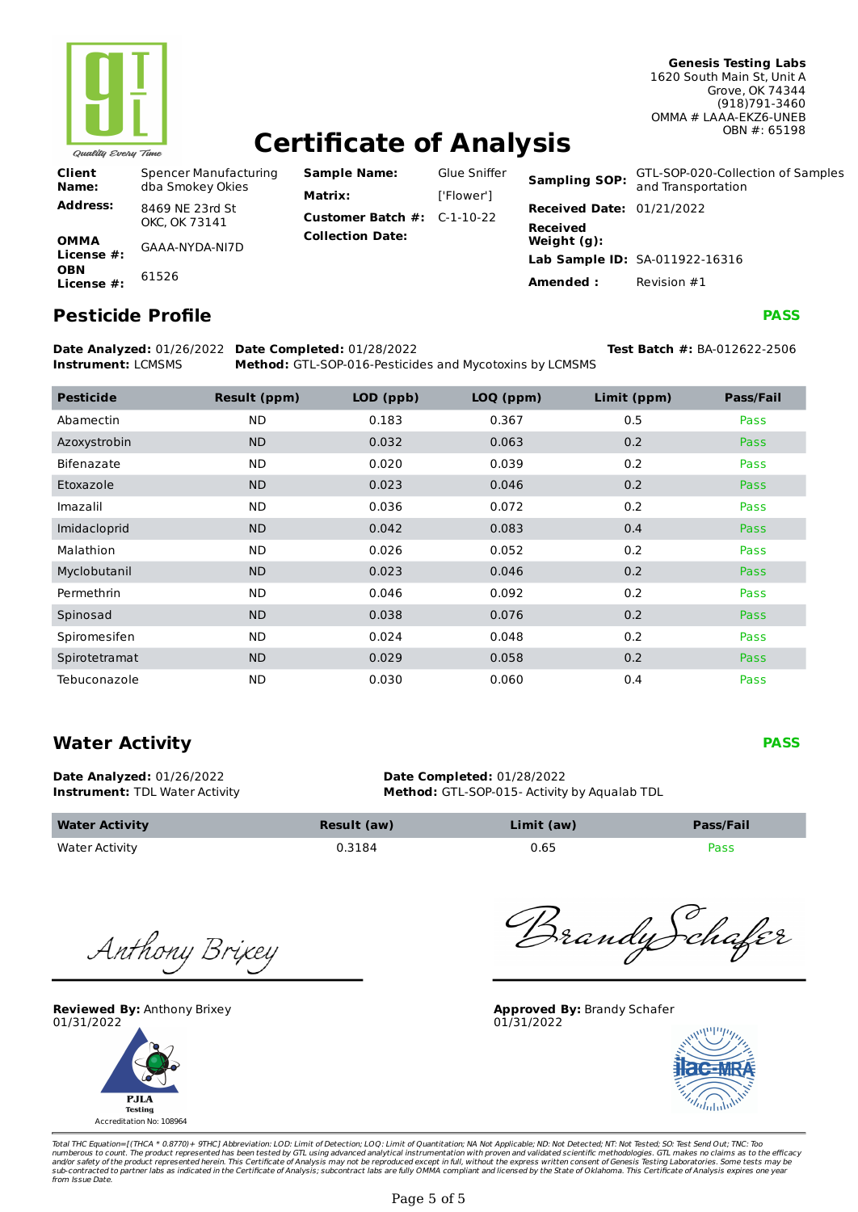Genesis Testing Labs
1620 South Main St, Unit A
Grove, OK 74344
(918)791-3460
OMMA # LAAA-EKZ6-UNEB
OBN #: 65198

# Certificate of Analysis

| | | | | | |
|---|---|---|---|---|---|
| **Client Name:** | Spencer Manufacturing dba Smokey Okies | **Sample Name:** | Glue Sniffer | **Sampling SOP:** | GTL-SOP-020-Collection of Samples and Transportation |
| **Address:** | 8469 NE 23rd St OKC, OK 73141 | **Matrix:** | ['Flower'] | **Received Date:** | 01/21/2022 |
| **OMMA License #:** | GAAA-NYDA-NI7D | **Customer Batch #:** | C-1-10-22 | **Received Weight (g):** | |
| **OBN License #:** | 61526 | **Collection Date:** | | **Lab Sample ID:** | SA-011922-16316 |
| | | | | **Amended :** | Revision #1 |

## Pesticide Profile

**PASS**

**Date Analyzed:** 01/26/2022 **Date Completed:** 01/28/2022 **Test Batch #:** BA-012622-2506
**Instrument:** LCMSMS **Method:** GTL-SOP-016-Pesticides and Mycotoxins by LCMSMS

| Pesticide | Result (ppm) | LOD (ppb) | LOQ (ppm) | Limit (ppm) | Pass/Fail |
|---|---|---|---|---|---|
| Abamectin | ND | 0.183 | 0.367 | 0.5 | Pass |
| Azoxystrobin | ND | 0.032 | 0.063 | 0.2 | Pass |
| Bifenazate | ND | 0.020 | 0.039 | 0.2 | Pass |
| Etoxazole | ND | 0.023 | 0.046 | 0.2 | Pass |
| Imazalil | ND | 0.036 | 0.072 | 0.2 | Pass |
| Imidacloprid | ND | 0.042 | 0.083 | 0.4 | Pass |
| Malathion | ND | 0.026 | 0.052 | 0.2 | Pass |
| Myclobutanil | ND | 0.023 | 0.046 | 0.2 | Pass |
| Permethrin | ND | 0.046 | 0.092 | 0.2 | Pass |
| Spinosad | ND | 0.038 | 0.076 | 0.2 | Pass |
| Spiromesifen | ND | 0.024 | 0.048 | 0.2 | Pass |
| Spirotetramat | ND | 0.029 | 0.058 | 0.2 | Pass |
| Tebuconazole | ND | 0.030 | 0.060 | 0.4 | Pass |

## Water Activity

**PASS**

**Date Analyzed:** 01/26/2022 **Date Completed:** 01/28/2022
**Instrument:** TDL Water Activity **Method:** GTL-SOP-015- Activity by Aqualab TDL

| Water Activity | Result (aw) | Limit (aw) | Pass/Fail |
|---|---|---|---|
| Water Activity | 0.3184 | 0.65 | Pass |

Anthony Brixey

**Reviewed By:** Anthony Brixey
01/31/2022

Brandy Schafer

**Approved By:** Brandy Schafer
01/31/2022

PJLA Testing
Accreditation No: 108964

*Total THC Equation=[(THCA * 0.8770)+ 9THC] Abbreviation: LOD: Limit of Detection; LOQ: Limit of Quantitation; NA Not Applicable; ND: Not Detected; NT: Not Tested; SO: Test Send Out; TNC: Too numberous to count. The product represented has been tested by GTL using advanced analytical instrumentation with proven and validated scientific methodologies. GTL makes no claims as to the efficacy and/or safety of the product represented herein. This Certificate of Analysis may not be reproduced except in full, without the express written consent of Genesis Testing Laboratories. Some tests may be sub-contracted to partner labs as indicated in the Certificate of Analysis; subcontract labs are fully OMMA compliant and licensed by the State of Oklahoma. This Certificate of Analysis expires one year from Issue Date.*